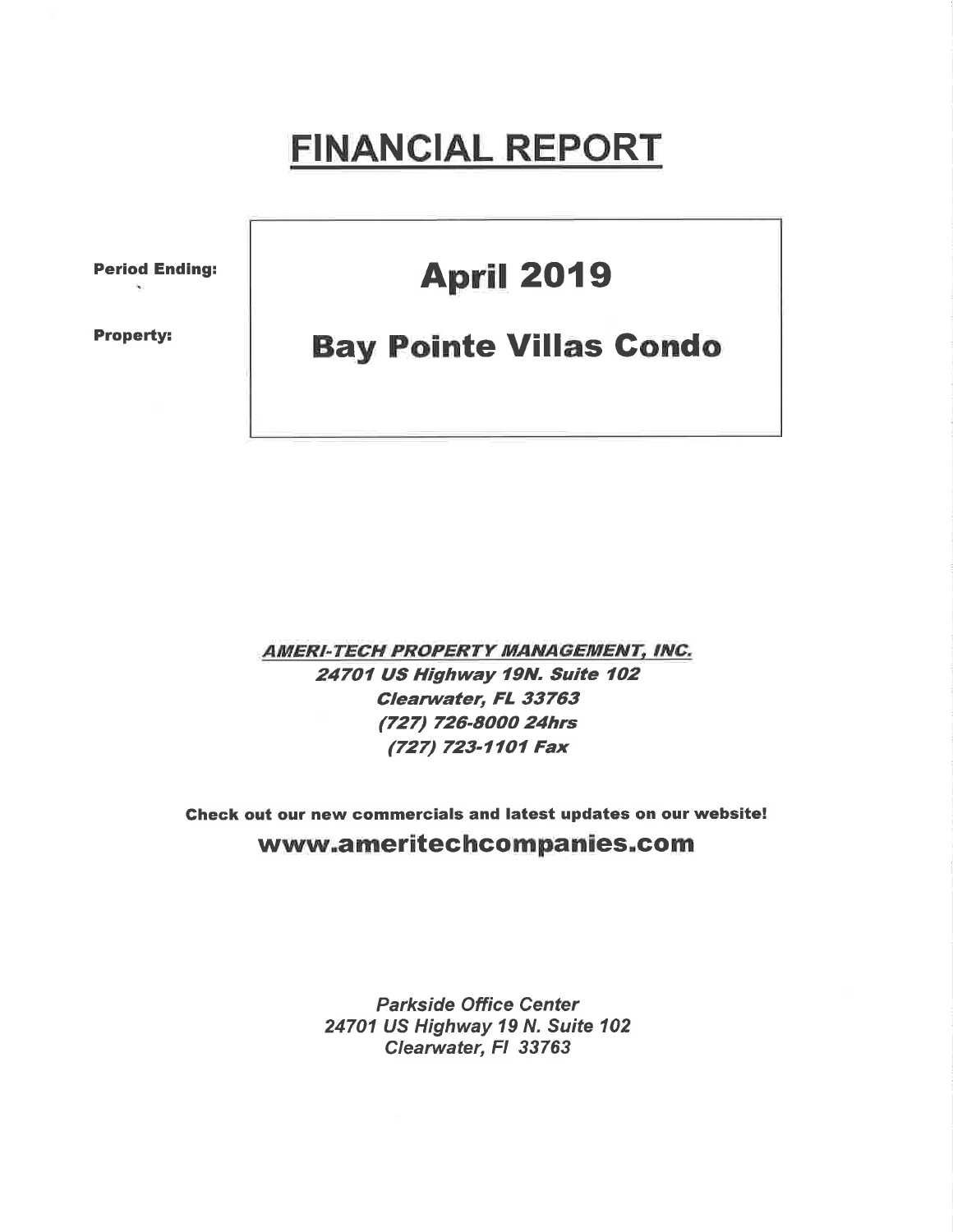# FINANCIAL REPORT

| | |
|---|---|
| **Period Ending:** | **April 2019** |
| **Property:** | **Bay Pointe Villas Condo** |

***AMERI-TECH PROPERTY MANAGEMENT, INC.***

***24701 US Highway 19N. Suite 102***
***Clearwater, FL 33763***
***(727) 726-8000 24hrs***
***(727) 723-1101 Fax***

**Check out our new commercials and latest updates on our website!**

**www.ameritechcompanies.com**

*Parkside Office Center*
*24701 US Highway 19 N. Suite 102*
*Clearwater, Fl 33763*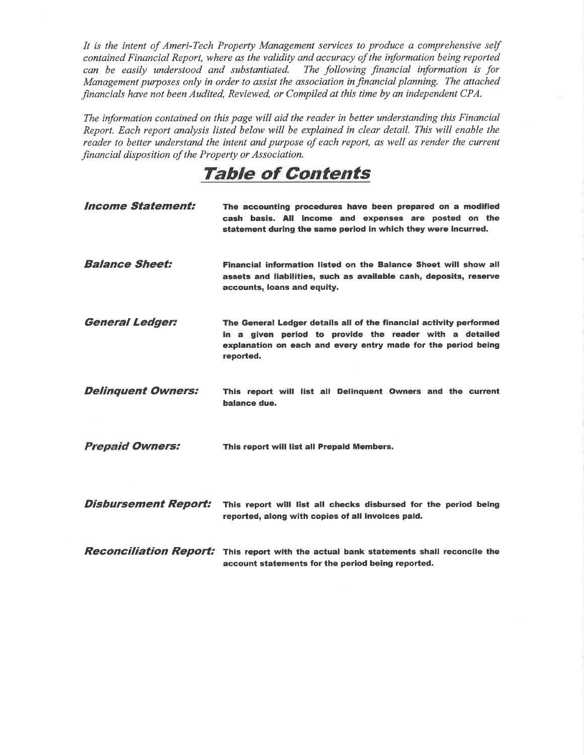*It is the intent of Ameri-Tech Property Management services to produce a comprehensive self contained Financial Report, where as the validity and accuracy of the information being reported can be easily understood and substantiated. The following financial information is for Management purposes only in order to assist the association in financial planning. The attached financials have not been Audited, Reviewed, or Compiled at this time by an independent CPA.*

*The information contained on this page will aid the reader in better understanding this Financial Report. Each report analysis listed below will be explained in clear detail. This will enable the reader to better understand the intent and purpose of each report, as well as render the current financial disposition of the Property or Association.*

# Table of Contents

| | |
|---|---|
| ***Income Statement:*** | **The accounting procedures have been prepared on a modified cash basis. All income and expenses are posted on the statement during the same period in which they were incurred.** |
| ***Balance Sheet:*** | **Financial information listed on the Balance Sheet will show all assets and liabilities, such as available cash, deposits, reserve accounts, loans and equity.** |
| ***General Ledger:*** | **The General Ledger details all of the financial activity performed in a given period to provide the reader with a detailed explanation on each and every entry made for the period being reported.** |
| ***Delinquent Owners:*** | **This report will list all Delinquent Owners and the current balance due.** |
| ***Prepaid Owners:*** | **This report will list all Prepaid Members.** |
| ***Disbursement Report:*** | **This report will list all checks disbursed for the period being reported, along with copies of all invoices paid.** |
| ***Reconciliation Report:*** | **This report with the actual bank statements shall reconcile the account statements for the period being reported.** |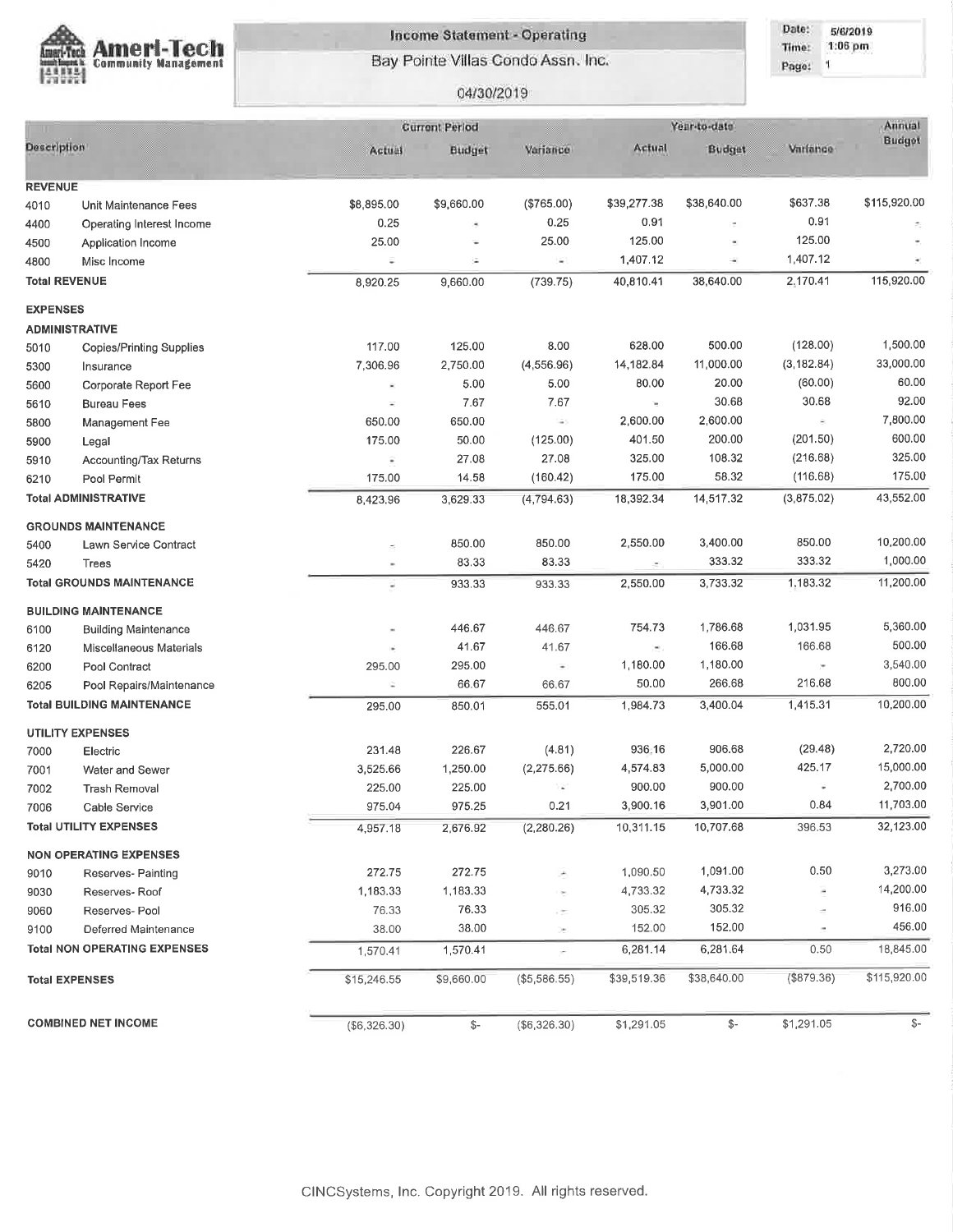# Ameri-Tech Community Management

## Income Statement - Operating

Bay Pointe Villas Condo Assn. Inc.

04/30/2019

Date: 5/6/2019
Time: 1:06 pm
Page: 1

| Description | | Current Period Actual | Current Period Budget | Current Period Variance | Year-to-date Actual | Year-to-date Budget | Year-to-date Variance | Annual Budget |
|---|---|---|---|---|---|---|---|---|
| **REVENUE** | | | | | | | | |
| 4010 | Unit Maintenance Fees | $8,895.00 | $9,660.00 | ($765.00) | $39,277.38 | $38,640.00 | $637.38 | $115,920.00 |
| 4400 | Operating Interest Income | 0.25 | - | 0.25 | 0.91 | - | 0.91 | - |
| 4500 | Application Income | 25.00 | - | 25.00 | 125.00 | - | 125.00 | - |
| 4800 | Misc Income | - | - | - | 1,407.12 | - | 1,407.12 | - |
| **Total REVENUE** | | 8,920.25 | 9,660.00 | (739.75) | 40,810.41 | 38,640.00 | 2,170.41 | 115,920.00 |
| **EXPENSES** | | | | | | | | |
| **ADMINISTRATIVE** | | | | | | | | |
| 5010 | Copies/Printing Supplies | 117.00 | 125.00 | 8.00 | 628.00 | 500.00 | (128.00) | 1,500.00 |
| 5300 | Insurance | 7,306.96 | 2,750.00 | (4,556.96) | 14,182.84 | 11,000.00 | (3,182.84) | 33,000.00 |
| 5600 | Corporate Report Fee | - | 5.00 | 5.00 | 80.00 | 20.00 | (60.00) | 60.00 |
| 5610 | Bureau Fees | - | 7.67 | 7.67 | - | 30.68 | 30.68 | 92.00 |
| 5800 | Management Fee | 650.00 | 650.00 | - | 2,600.00 | 2,600.00 | - | 7,800.00 |
| 5900 | Legal | 175.00 | 50.00 | (125.00) | 401.50 | 200.00 | (201.50) | 600.00 |
| 5910 | Accounting/Tax Returns | - | 27.08 | 27.08 | 325.00 | 108.32 | (216.68) | 325.00 |
| 6210 | Pool Permit | 175.00 | 14.58 | (160.42) | 175.00 | 58.32 | (116.68) | 175.00 |
| **Total ADMINISTRATIVE** | | 8,423.96 | 3,629.33 | (4,794.63) | 18,392.34 | 14,517.32 | (3,875.02) | 43,552.00 |
| **GROUNDS MAINTENANCE** | | | | | | | | |
| 5400 | Lawn Service Contract | - | 850.00 | 850.00 | 2,550.00 | 3,400.00 | 850.00 | 10,200.00 |
| 5420 | Trees | - | 83.33 | 83.33 | - | 333.32 | 333.32 | 1,000.00 |
| **Total GROUNDS MAINTENANCE** | | - | 933.33 | 933.33 | 2,550.00 | 3,733.32 | 1,183.32 | 11,200.00 |
| **BUILDING MAINTENANCE** | | | | | | | | |
| 6100 | Building Maintenance | - | 446.67 | 446.67 | 754.73 | 1,786.68 | 1,031.95 | 5,360.00 |
| 6120 | Miscellaneous Materials | - | 41.67 | 41.67 | - | 166.68 | 166.68 | 500.00 |
| 6200 | Pool Contract | 295.00 | 295.00 | - | 1,180.00 | 1,180.00 | - | 3,540.00 |
| 6205 | Pool Repairs/Maintenance | - | 66.67 | 66.67 | 50.00 | 266.68 | 216.68 | 800.00 |
| **Total BUILDING MAINTENANCE** | | 295.00 | 850.01 | 555.01 | 1,984.73 | 3,400.04 | 1,415.31 | 10,200.00 |
| **UTILITY EXPENSES** | | | | | | | | |
| 7000 | Electric | 231.48 | 226.67 | (4.81) | 936.16 | 906.68 | (29.48) | 2,720.00 |
| 7001 | Water and Sewer | 3,525.66 | 1,250.00 | (2,275.66) | 4,574.83 | 5,000.00 | 425.17 | 15,000.00 |
| 7002 | Trash Removal | 225.00 | 225.00 | - | 900.00 | 900.00 | - | 2,700.00 |
| 7006 | Cable Service | 975.04 | 975.25 | 0.21 | 3,900.16 | 3,901.00 | 0.84 | 11,703.00 |
| **Total UTILITY EXPENSES** | | 4,957.18 | 2,676.92 | (2,280.26) | 10,311.15 | 10,707.68 | 396.53 | 32,123.00 |
| **NON OPERATING EXPENSES** | | | | | | | | |
| 9010 | Reserves- Painting | 272.75 | 272.75 | - | 1,090.50 | 1,091.00 | 0.50 | 3,273.00 |
| 9030 | Reserves- Roof | 1,183.33 | 1,183.33 | - | 4,733.32 | 4,733.32 | - | 14,200.00 |
| 9060 | Reserves- Pool | 76.33 | 76.33 | - | 305.32 | 305.32 | - | 916.00 |
| 9100 | Deferred Maintenance | 38.00 | 38.00 | - | 152.00 | 152.00 | - | 456.00 |
| **Total NON OPERATING EXPENSES** | | 1,570.41 | 1,570.41 | - | 6,281.14 | 6,281.64 | 0.50 | 18,845.00 |
| **Total EXPENSES** | | $15,246.55 | $9,660.00 | ($5,586.55) | $39,519.36 | $38,640.00 | ($879.36) | $115,920.00 |
| **COMBINED NET INCOME** | | ($6,326.30) | $- | ($6,326.30) | $1,291.05 | $- | $1,291.05 | $- |

CINCSystems, Inc. Copyright 2019. All rights reserved.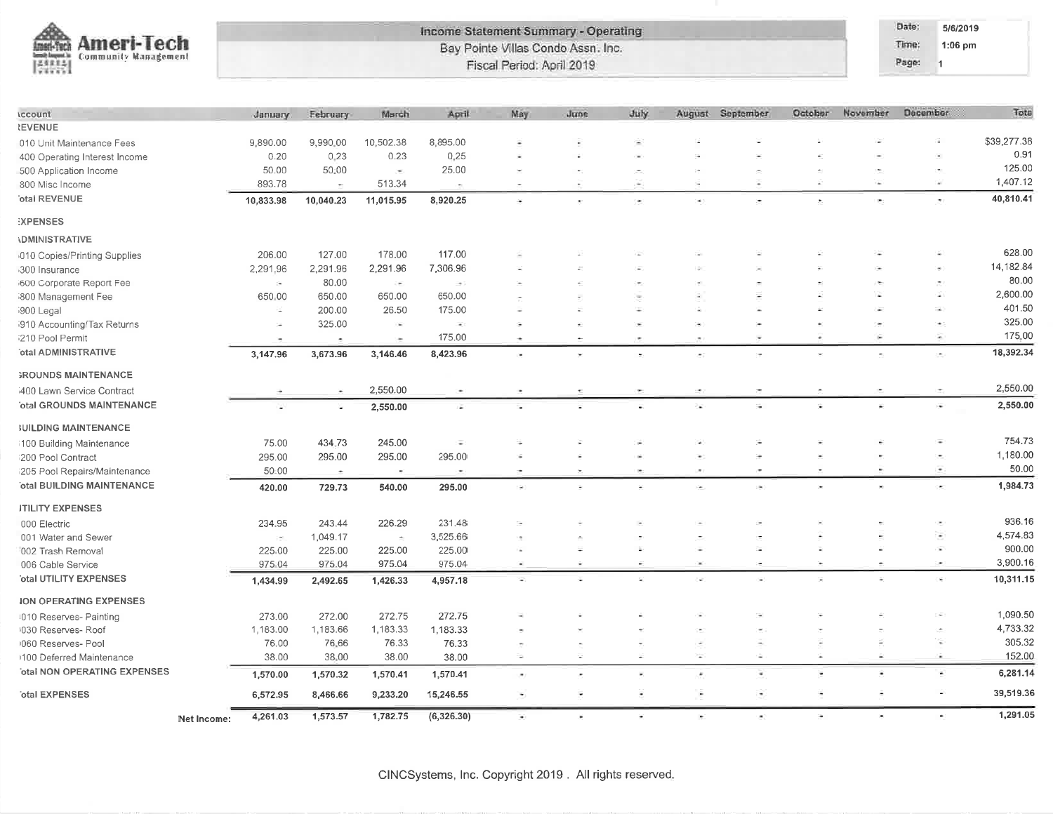Ameri-Tech Community Management

**Income Statement Summary - Operating**
Bay Pointe Villas Condo Assn. Inc.
Fiscal Period: April 2019

Date: 5/6/2019
Time: 1:06 pm
Page: 1

| Account | January | February | March | April | May | June | July | August | September | October | November | December | Total |
|---|---|---|---|---|---|---|---|---|---|---|---|---|---|
| **REVENUE** | | | | | | | | | | | | | |
| 010 Unit Maintenance Fees | 9,890.00 | 9,990.00 | 10,502.38 | 8,895.00 | - | - | - | - | - | - | - | - | $39,277.38 |
| 400 Operating Interest Income | 0.20 | 0.23 | 0.23 | 0.25 | - | - | - | - | - | - | - | - | 0.91 |
| 500 Application Income | 50.00 | 50.00 | - | 25.00 | - | - | - | - | - | - | - | - | 125.00 |
| 800 Misc Income | 893.78 | - | 513.34 | - | - | - | - | - | - | - | - | - | 1,407.12 |
| **Total REVENUE** | **10,833.98** | **10,040.23** | **11,015.95** | **8,920.25** | - | - | - | - | - | - | - | - | **40,810.41** |
| **EXPENSES** | | | | | | | | | | | | | |
| **ADMINISTRATIVE** | | | | | | | | | | | | | |
| 010 Copies/Printing Supplies | 206.00 | 127.00 | 178.00 | 117.00 | - | - | - | - | - | - | - | - | 628.00 |
| 300 Insurance | 2,291.96 | 2,291.96 | 2,291.96 | 7,306.96 | - | - | - | - | - | - | - | - | 14,182.84 |
| 600 Corporate Report Fee | - | 80.00 | - | - | - | - | - | - | - | - | - | - | 80.00 |
| 800 Management Fee | 650.00 | 650.00 | 650.00 | 650.00 | - | - | - | - | - | - | - | - | 2,600.00 |
| 900 Legal | - | 200.00 | 26.50 | 175.00 | - | - | - | - | - | - | - | - | 401.50 |
| 910 Accounting/Tax Returns | - | 325.00 | - | - | - | - | - | - | - | - | - | - | 325.00 |
| 210 Pool Permit | - | - | - | 175.00 | - | - | - | - | - | - | - | - | 175.00 |
| **Total ADMINISTRATIVE** | **3,147.96** | **3,673.96** | **3,146.46** | **8,423.96** | - | - | - | - | - | - | - | - | **18,392.34** |
| **GROUNDS MAINTENANCE** | | | | | | | | | | | | | |
| 400 Lawn Service Contract | - | - | 2,550.00 | - | - | - | - | - | - | - | - | - | 2,550.00 |
| **Total GROUNDS MAINTENANCE** | - | - | **2,550.00** | - | - | - | - | - | - | - | - | - | **2,550.00** |
| **BUILDING MAINTENANCE** | | | | | | | | | | | | | |
| 100 Building Maintenance | 75.00 | 434.73 | 245.00 | - | - | - | - | - | - | - | - | - | 754.73 |
| 200 Pool Contract | 295.00 | 295.00 | 295.00 | 295.00 | - | - | - | - | - | - | - | - | 1,180.00 |
| 205 Pool Repairs/Maintenance | 50.00 | - | - | - | - | - | - | - | - | - | - | - | 50.00 |
| **Total BUILDING MAINTENANCE** | **420.00** | **729.73** | **540.00** | **295.00** | - | - | - | - | - | - | - | - | **1,984.73** |
| **UTILITY EXPENSES** | | | | | | | | | | | | | |
| 000 Electric | 234.95 | 243.44 | 226.29 | 231.48 | - | - | - | - | - | - | - | - | 936.16 |
| 001 Water and Sewer | - | 1,049.17 | - | 3,525.66 | - | - | - | - | - | - | - | - | 4,574.83 |
| 002 Trash Removal | 225.00 | 225.00 | 225.00 | 225.00 | - | - | - | - | - | - | - | - | 900.00 |
| 006 Cable Service | 975.04 | 975.04 | 975.04 | 975.04 | - | - | - | - | - | - | - | - | 3,900.16 |
| **Total UTILITY EXPENSES** | **1,434.99** | **2,492.65** | **1,426.33** | **4,957.18** | - | - | - | - | - | - | - | - | **10,311.15** |
| **NON OPERATING EXPENSES** | | | | | | | | | | | | | |
| 010 Reserves- Painting | 273.00 | 272.00 | 272.75 | 272.75 | - | - | - | - | - | - | - | - | 1,090.50 |
| 030 Reserves- Roof | 1,183.00 | 1,183.66 | 1,183.33 | 1,183.33 | - | - | - | - | - | - | - | - | 4,733.32 |
| 060 Reserves- Pool | 76.00 | 76.66 | 76.33 | 76.33 | - | - | - | - | - | - | - | - | 305.32 |
| 100 Deferred Maintenance | 38.00 | 38.00 | 38.00 | 38.00 | - | - | - | - | - | - | - | - | 152.00 |
| **Total NON OPERATING EXPENSES** | **1,570.00** | **1,570.32** | **1,570.41** | **1,570.41** | - | - | - | - | - | - | - | - | **6,281.14** |
| **Total EXPENSES** | **6,572.95** | **8,466.66** | **9,233.20** | **15,246.55** | - | - | - | - | - | - | - | - | **39,519.36** |
| **Net Income:** | **4,261.03** | **1,573.57** | **1,782.75** | **(6,326.30)** | - | - | - | - | - | - | - | - | **1,291.05** |

CINCSystems, Inc. Copyright 2019 . All rights reserved.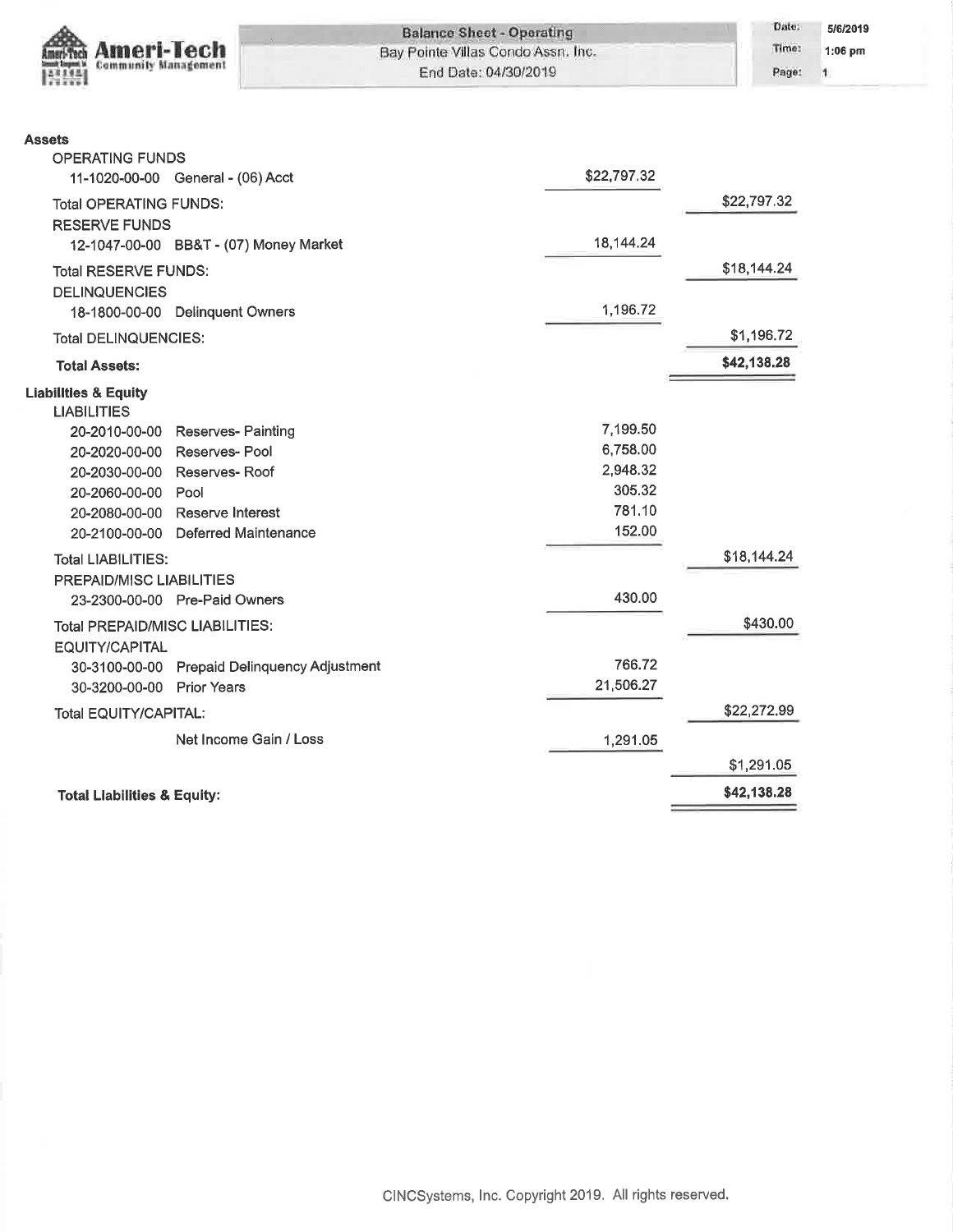**Ameri-Tech Community Management**

**Balance Sheet - Operating**
Bay Pointe Villas Condo Assn. Inc.
End Date: 04/30/2019

Date: 5/6/2019
Time: 1:06 pm
Page: 1

| | | |
|---|---|---|
| **Assets** | | |
| OPERATING FUNDS | | |
| 11-1020-00-00 General - (06) Acct | $22,797.32 | |
| Total OPERATING FUNDS: | | $22,797.32 |
| RESERVE FUNDS | | |
| 12-1047-00-00 BB&T - (07) Money Market | 18,144.24 | |
| Total RESERVE FUNDS: | | $18,144.24 |
| DELINQUENCIES | | |
| 18-1800-00-00 Delinquent Owners | 1,196.72 | |
| Total DELINQUENCIES: | | $1,196.72 |
| **Total Assets:** | | **$42,138.28** |
| **Liabilities & Equity** | | |
| LIABILITIES | | |
| 20-2010-00-00 Reserves- Painting | 7,199.50 | |
| 20-2020-00-00 Reserves- Pool | 6,758.00 | |
| 20-2030-00-00 Reserves- Roof | 2,948.32 | |
| 20-2060-00-00 Pool | 305.32 | |
| 20-2080-00-00 Reserve Interest | 781.10 | |
| 20-2100-00-00 Deferred Maintenance | 152.00 | |
| Total LIABILITIES: | | $18,144.24 |
| PREPAID/MISC LIABILITIES | | |
| 23-2300-00-00 Pre-Paid Owners | 430.00 | |
| Total PREPAID/MISC LIABILITIES: | | $430.00 |
| EQUITY/CAPITAL | | |
| 30-3100-00-00 Prepaid Delinquency Adjustment | 766.72 | |
| 30-3200-00-00 Prior Years | 21,506.27 | |
| Total EQUITY/CAPITAL: | | $22,272.99 |
| Net Income Gain / Loss | 1,291.05 | |
| | | $1,291.05 |
| **Total Liabilities & Equity:** | | **$42,138.28** |

CINCSystems, Inc. Copyright 2019. All rights reserved.